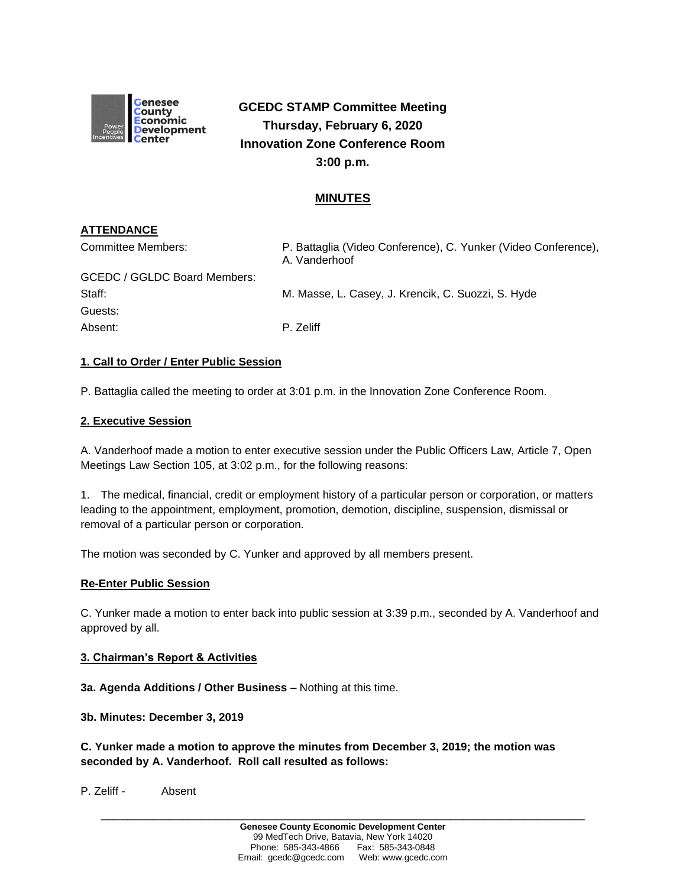# GCEDC STAMP Committee Meeting
## Thursday, February 6, 2020
## Innovation Zone Conference Room
## 3:00 p.m.

## MINUTES

**ATTENDANCE**

| | |
|---|---|
| Committee Members: | P. Battaglia (Video Conference), C. Yunker (Video Conference), A. Vanderhoof |
| GCEDC / GGLDC Board Members: | |
| Staff: | M. Masse, L. Casey, J. Krencik, C. Suozzi, S. Hyde |
| Guests: | |
| Absent: | P. Zeliff |

**1. Call to Order / Enter Public Session**

P. Battaglia called the meeting to order at 3:01 p.m. in the Innovation Zone Conference Room.

**2. Executive Session**

A. Vanderhoof made a motion to enter executive session under the Public Officers Law, Article 7, Open Meetings Law Section 105, at 3:02 p.m., for the following reasons:

1. The medical, financial, credit or employment history of a particular person or corporation, or matters leading to the appointment, employment, promotion, demotion, discipline, suspension, dismissal or removal of a particular person or corporation.

The motion was seconded by C. Yunker and approved by all members present.

**Re-Enter Public Session**

C. Yunker made a motion to enter back into public session at 3:39 p.m., seconded by A. Vanderhoof and approved by all.

**3. Chairman's Report & Activities**

**3a. Agenda Additions / Other Business –** Nothing at this time.

**3b. Minutes: December 3, 2019**

**C. Yunker made a motion to approve the minutes from December 3, 2019; the motion was seconded by A. Vanderhoof. Roll call resulted as follows:**

P. Zeliff - Absent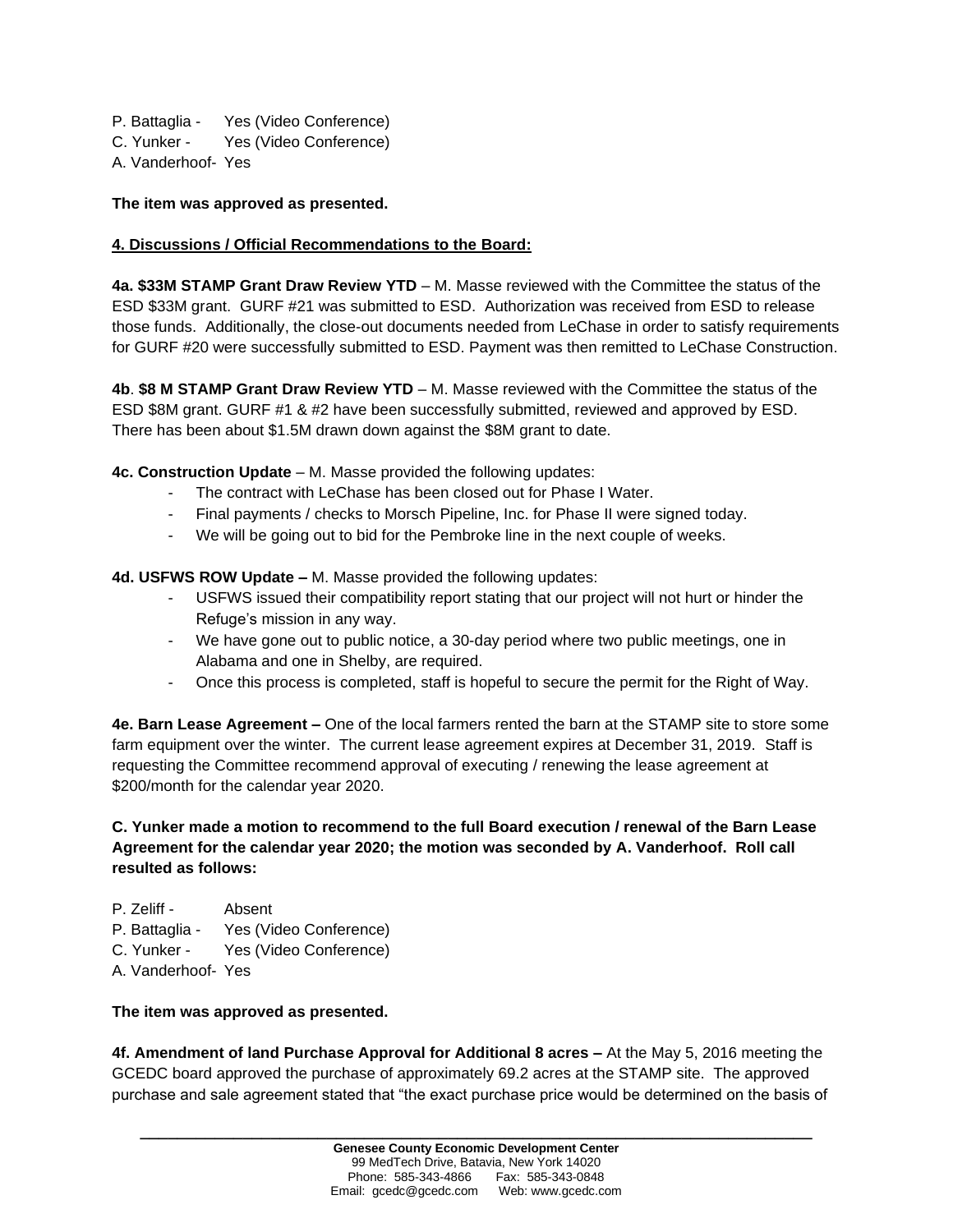P. Battaglia - Yes (Video Conference)
C. Yunker - Yes (Video Conference)
A. Vanderhoof- Yes

**The item was approved as presented.**

**4. Discussions / Official Recommendations to the Board:**

**4a. $33M STAMP Grant Draw Review YTD** – M. Masse reviewed with the Committee the status of the ESD $33M grant. GURF #21 was submitted to ESD. Authorization was received from ESD to release those funds. Additionally, the close-out documents needed from LeChase in order to satisfy requirements for GURF #20 were successfully submitted to ESD. Payment was then remitted to LeChase Construction.

**4b**. **$8 M STAMP Grant Draw Review YTD** – M. Masse reviewed with the Committee the status of the ESD $8M grant. GURF #1 & #2 have been successfully submitted, reviewed and approved by ESD. There has been about $1.5M drawn down against the $8M grant to date.

**4c. Construction Update** – M. Masse provided the following updates:

- The contract with LeChase has been closed out for Phase I Water.
- Final payments / checks to Morsch Pipeline, Inc. for Phase II were signed today.
- We will be going out to bid for the Pembroke line in the next couple of weeks.

**4d. USFWS ROW Update –** M. Masse provided the following updates:

- USFWS issued their compatibility report stating that our project will not hurt or hinder the Refuge's mission in any way.
- We have gone out to public notice, a 30-day period where two public meetings, one in Alabama and one in Shelby, are required.
- Once this process is completed, staff is hopeful to secure the permit for the Right of Way.

**4e. Barn Lease Agreement –** One of the local farmers rented the barn at the STAMP site to store some farm equipment over the winter. The current lease agreement expires at December 31, 2019. Staff is requesting the Committee recommend approval of executing / renewing the lease agreement at $200/month for the calendar year 2020.

**C. Yunker made a motion to recommend to the full Board execution / renewal of the Barn Lease Agreement for the calendar year 2020; the motion was seconded by A. Vanderhoof. Roll call resulted as follows:**

P. Zeliff - Absent
P. Battaglia - Yes (Video Conference)
C. Yunker - Yes (Video Conference)
A. Vanderhoof- Yes

**The item was approved as presented.**

**4f. Amendment of land Purchase Approval for Additional 8 acres –** At the May 5, 2016 meeting the GCEDC board approved the purchase of approximately 69.2 acres at the STAMP site. The approved purchase and sale agreement stated that "the exact purchase price would be determined on the basis of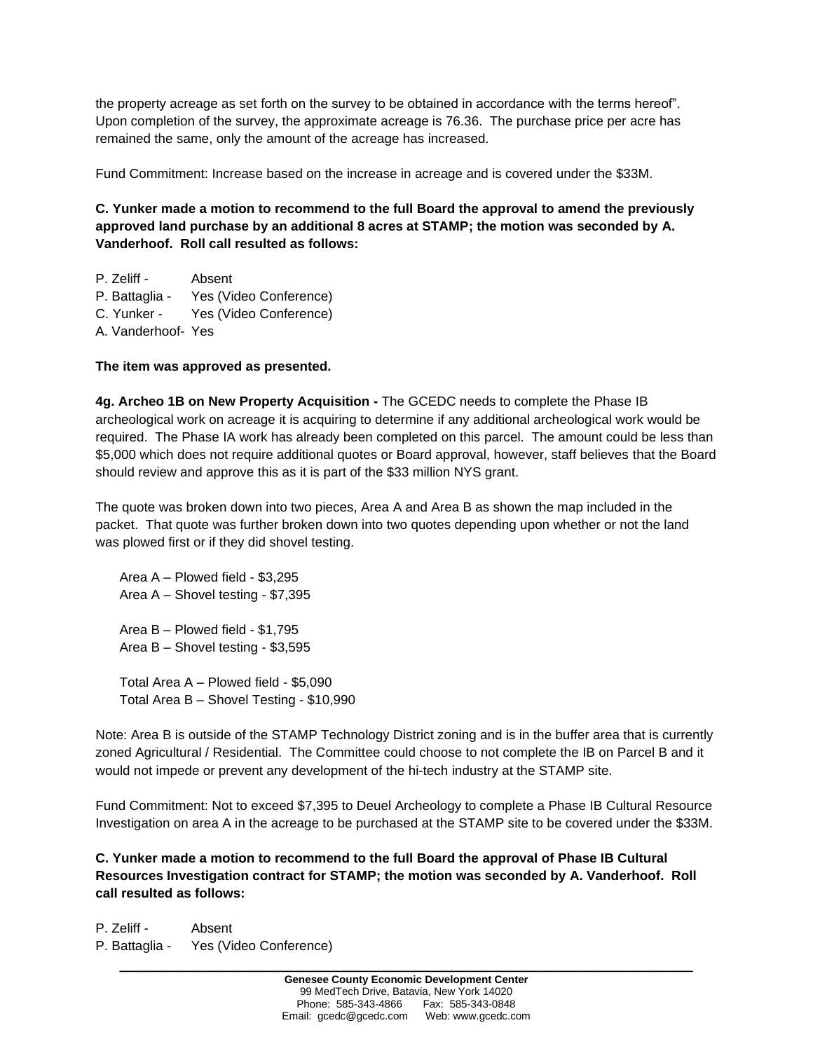the property acreage as set forth on the survey to be obtained in accordance with the terms hereof". Upon completion of the survey, the approximate acreage is 76.36. The purchase price per acre has remained the same, only the amount of the acreage has increased.

Fund Commitment: Increase based on the increase in acreage and is covered under the $33M.

**C. Yunker made a motion to recommend to the full Board the approval to amend the previously approved land purchase by an additional 8 acres at STAMP; the motion was seconded by A. Vanderhoof. Roll call resulted as follows:**

P. Zeliff - Absent
P. Battaglia - Yes (Video Conference)
C. Yunker - Yes (Video Conference)
A. Vanderhoof- Yes

**The item was approved as presented.**

**4g. Archeo 1B on New Property Acquisition -** The GCEDC needs to complete the Phase IB archeological work on acreage it is acquiring to determine if any additional archeological work would be required. The Phase IA work has already been completed on this parcel. The amount could be less than $5,000 which does not require additional quotes or Board approval, however, staff believes that the Board should review and approve this as it is part of the $33 million NYS grant.

The quote was broken down into two pieces, Area A and Area B as shown the map included in the packet. That quote was further broken down into two quotes depending upon whether or not the land was plowed first or if they did shovel testing.

Area A – Plowed field - $3,295
Area A – Shovel testing - $7,395

Area B – Plowed field - $1,795
Area B – Shovel testing - $3,595

Total Area A – Plowed field - $5,090
Total Area B – Shovel Testing - $10,990

Note: Area B is outside of the STAMP Technology District zoning and is in the buffer area that is currently zoned Agricultural / Residential. The Committee could choose to not complete the IB on Parcel B and it would not impede or prevent any development of the hi-tech industry at the STAMP site.

Fund Commitment: Not to exceed $7,395 to Deuel Archeology to complete a Phase IB Cultural Resource Investigation on area A in the acreage to be purchased at the STAMP site to be covered under the $33M.

**C. Yunker made a motion to recommend to the full Board the approval of Phase IB Cultural Resources Investigation contract for STAMP; the motion was seconded by A. Vanderhoof. Roll call resulted as follows:**

P. Zeliff - Absent
P. Battaglia - Yes (Video Conference)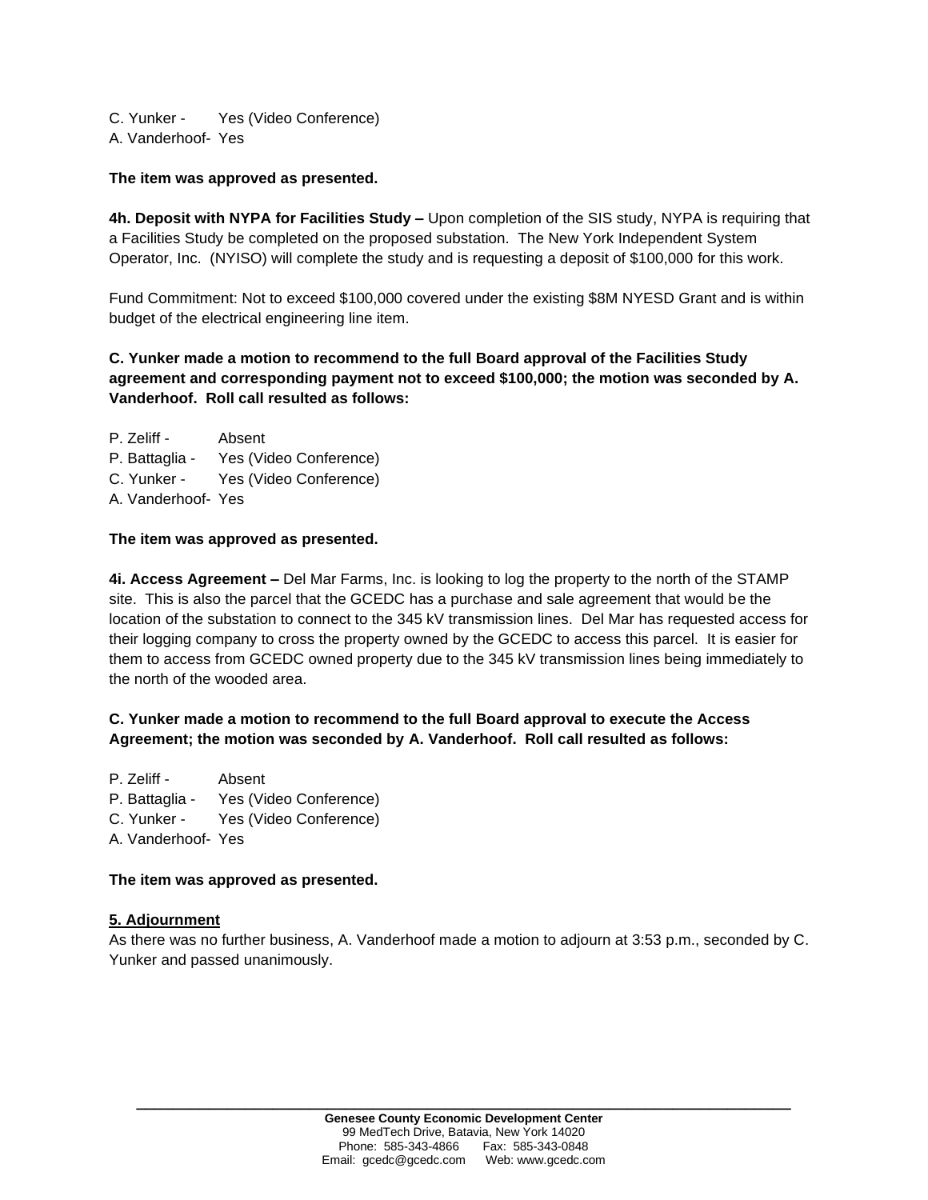C. Yunker - Yes (Video Conference)
A. Vanderhoof- Yes

**The item was approved as presented.**

**4h. Deposit with NYPA for Facilities Study –** Upon completion of the SIS study, NYPA is requiring that a Facilities Study be completed on the proposed substation. The New York Independent System Operator, Inc. (NYISO) will complete the study and is requesting a deposit of $100,000 for this work.

Fund Commitment: Not to exceed $100,000 covered under the existing $8M NYESD Grant and is within budget of the electrical engineering line item.

**C. Yunker made a motion to recommend to the full Board approval of the Facilities Study agreement and corresponding payment not to exceed $100,000; the motion was seconded by A. Vanderhoof. Roll call resulted as follows:**

P. Zeliff - Absent
P. Battaglia - Yes (Video Conference)
C. Yunker - Yes (Video Conference)
A. Vanderhoof- Yes

**The item was approved as presented.**

**4i. Access Agreement –** Del Mar Farms, Inc. is looking to log the property to the north of the STAMP site. This is also the parcel that the GCEDC has a purchase and sale agreement that would be the location of the substation to connect to the 345 kV transmission lines. Del Mar has requested access for their logging company to cross the property owned by the GCEDC to access this parcel. It is easier for them to access from GCEDC owned property due to the 345 kV transmission lines being immediately to the north of the wooded area.

**C. Yunker made a motion to recommend to the full Board approval to execute the Access Agreement; the motion was seconded by A. Vanderhoof. Roll call resulted as follows:**

P. Zeliff - Absent
P. Battaglia - Yes (Video Conference)
C. Yunker - Yes (Video Conference)
A. Vanderhoof- Yes

**The item was approved as presented.**

**5. Adjournment**

As there was no further business, A. Vanderhoof made a motion to adjourn at 3:53 p.m., seconded by C. Yunker and passed unanimously.